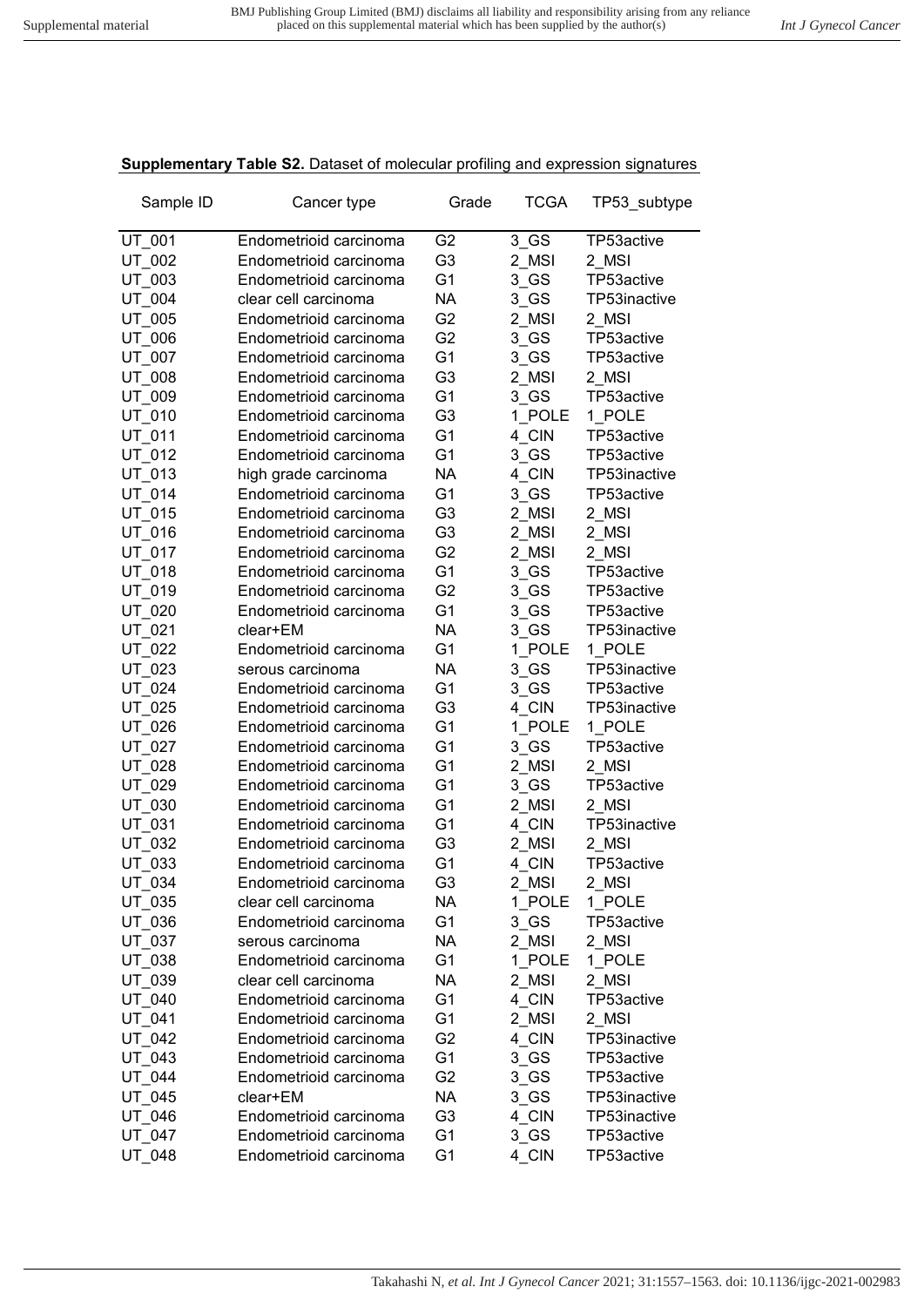**Supplementary Table S2.** Dataset of molecular profiling and expression signatures

| Sample ID | Cancer type | Grade | TCGA | TP53_subtype |
|---|---|---|---|---|
| UT_001 | Endometrioid carcinoma | G2 | 3_GS | TP53active |
| UT_002 | Endometrioid carcinoma | G3 | 2_MSI | 2_MSI |
| UT_003 | Endometrioid carcinoma | G1 | 3_GS | TP53active |
| UT_004 | clear cell carcinoma | NA | 3_GS | TP53inactive |
| UT_005 | Endometrioid carcinoma | G2 | 2_MSI | 2_MSI |
| UT_006 | Endometrioid carcinoma | G2 | 3_GS | TP53active |
| UT_007 | Endometrioid carcinoma | G1 | 3_GS | TP53active |
| UT_008 | Endometrioid carcinoma | G3 | 2_MSI | 2_MSI |
| UT_009 | Endometrioid carcinoma | G1 | 3_GS | TP53active |
| UT_010 | Endometrioid carcinoma | G3 | 1_POLE | 1_POLE |
| UT_011 | Endometrioid carcinoma | G1 | 4_CIN | TP53active |
| UT_012 | Endometrioid carcinoma | G1 | 3_GS | TP53active |
| UT_013 | high grade carcinoma | NA | 4_CIN | TP53inactive |
| UT_014 | Endometrioid carcinoma | G1 | 3_GS | TP53active |
| UT_015 | Endometrioid carcinoma | G3 | 2_MSI | 2_MSI |
| UT_016 | Endometrioid carcinoma | G3 | 2_MSI | 2_MSI |
| UT_017 | Endometrioid carcinoma | G2 | 2_MSI | 2_MSI |
| UT_018 | Endometrioid carcinoma | G1 | 3_GS | TP53active |
| UT_019 | Endometrioid carcinoma | G2 | 3_GS | TP53active |
| UT_020 | Endometrioid carcinoma | G1 | 3_GS | TP53active |
| UT_021 | clear+EM | NA | 3_GS | TP53inactive |
| UT_022 | Endometrioid carcinoma | G1 | 1_POLE | 1_POLE |
| UT_023 | serous carcinoma | NA | 3_GS | TP53inactive |
| UT_024 | Endometrioid carcinoma | G1 | 3_GS | TP53active |
| UT_025 | Endometrioid carcinoma | G3 | 4_CIN | TP53inactive |
| UT_026 | Endometrioid carcinoma | G1 | 1_POLE | 1_POLE |
| UT_027 | Endometrioid carcinoma | G1 | 3_GS | TP53active |
| UT_028 | Endometrioid carcinoma | G1 | 2_MSI | 2_MSI |
| UT_029 | Endometrioid carcinoma | G1 | 3_GS | TP53active |
| UT_030 | Endometrioid carcinoma | G1 | 2_MSI | 2_MSI |
| UT_031 | Endometrioid carcinoma | G1 | 4_CIN | TP53inactive |
| UT_032 | Endometrioid carcinoma | G3 | 2_MSI | 2_MSI |
| UT_033 | Endometrioid carcinoma | G1 | 4_CIN | TP53active |
| UT_034 | Endometrioid carcinoma | G3 | 2_MSI | 2_MSI |
| UT_035 | clear cell carcinoma | NA | 1_POLE | 1_POLE |
| UT_036 | Endometrioid carcinoma | G1 | 3_GS | TP53active |
| UT_037 | serous carcinoma | NA | 2_MSI | 2_MSI |
| UT_038 | Endometrioid carcinoma | G1 | 1_POLE | 1_POLE |
| UT_039 | clear cell carcinoma | NA | 2_MSI | 2_MSI |
| UT_040 | Endometrioid carcinoma | G1 | 4_CIN | TP53active |
| UT_041 | Endometrioid carcinoma | G1 | 2_MSI | 2_MSI |
| UT_042 | Endometrioid carcinoma | G2 | 4_CIN | TP53inactive |
| UT_043 | Endometrioid carcinoma | G1 | 3_GS | TP53active |
| UT_044 | Endometrioid carcinoma | G2 | 3_GS | TP53active |
| UT_045 | clear+EM | NA | 3_GS | TP53inactive |
| UT_046 | Endometrioid carcinoma | G3 | 4_CIN | TP53inactive |
| UT_047 | Endometrioid carcinoma | G1 | 3_GS | TP53active |
| UT_048 | Endometrioid carcinoma | G1 | 4_CIN | TP53active |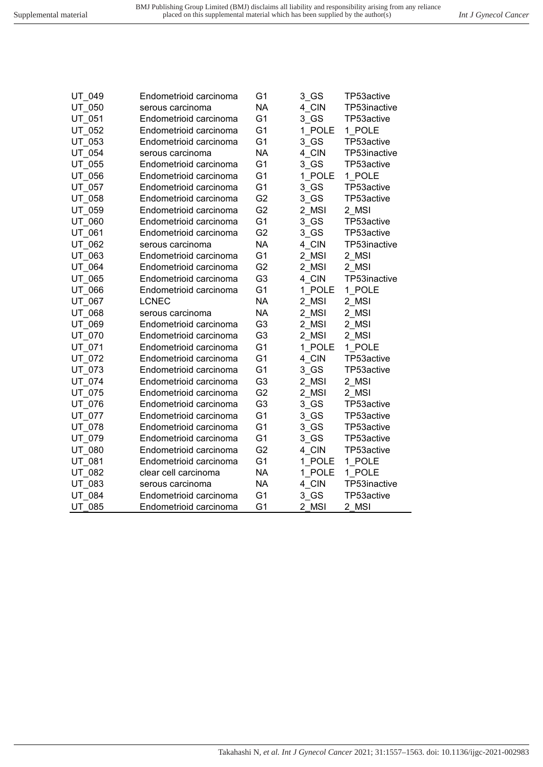| | | | | |
|---|---|---|---|---|
| UT_049 | Endometrioid carcinoma | G1 | 3_GS | TP53active |
| UT_050 | serous carcinoma | NA | 4_CIN | TP53inactive |
| UT_051 | Endometrioid carcinoma | G1 | 3_GS | TP53active |
| UT_052 | Endometrioid carcinoma | G1 | 1_POLE | 1_POLE |
| UT_053 | Endometrioid carcinoma | G1 | 3_GS | TP53active |
| UT_054 | serous carcinoma | NA | 4_CIN | TP53inactive |
| UT_055 | Endometrioid carcinoma | G1 | 3_GS | TP53active |
| UT_056 | Endometrioid carcinoma | G1 | 1_POLE | 1_POLE |
| UT_057 | Endometrioid carcinoma | G1 | 3_GS | TP53active |
| UT_058 | Endometrioid carcinoma | G2 | 3_GS | TP53active |
| UT_059 | Endometrioid carcinoma | G2 | 2_MSI | 2_MSI |
| UT_060 | Endometrioid carcinoma | G1 | 3_GS | TP53active |
| UT_061 | Endometrioid carcinoma | G2 | 3_GS | TP53active |
| UT_062 | serous carcinoma | NA | 4_CIN | TP53inactive |
| UT_063 | Endometrioid carcinoma | G1 | 2_MSI | 2_MSI |
| UT_064 | Endometrioid carcinoma | G2 | 2_MSI | 2_MSI |
| UT_065 | Endometrioid carcinoma | G3 | 4_CIN | TP53inactive |
| UT_066 | Endometrioid carcinoma | G1 | 1_POLE | 1_POLE |
| UT_067 | LCNEC | NA | 2_MSI | 2_MSI |
| UT_068 | serous carcinoma | NA | 2_MSI | 2_MSI |
| UT_069 | Endometrioid carcinoma | G3 | 2_MSI | 2_MSI |
| UT_070 | Endometrioid carcinoma | G3 | 2_MSI | 2_MSI |
| UT_071 | Endometrioid carcinoma | G1 | 1_POLE | 1_POLE |
| UT_072 | Endometrioid carcinoma | G1 | 4_CIN | TP53active |
| UT_073 | Endometrioid carcinoma | G1 | 3_GS | TP53active |
| UT_074 | Endometrioid carcinoma | G3 | 2_MSI | 2_MSI |
| UT_075 | Endometrioid carcinoma | G2 | 2_MSI | 2_MSI |
| UT_076 | Endometrioid carcinoma | G3 | 3_GS | TP53active |
| UT_077 | Endometrioid carcinoma | G1 | 3_GS | TP53active |
| UT_078 | Endometrioid carcinoma | G1 | 3_GS | TP53active |
| UT_079 | Endometrioid carcinoma | G1 | 3_GS | TP53active |
| UT_080 | Endometrioid carcinoma | G2 | 4_CIN | TP53active |
| UT_081 | Endometrioid carcinoma | G1 | 1_POLE | 1_POLE |
| UT_082 | clear cell carcinoma | NA | 1_POLE | 1_POLE |
| UT_083 | serous carcinoma | NA | 4_CIN | TP53inactive |
| UT_084 | Endometrioid carcinoma | G1 | 3_GS | TP53active |
| UT_085 | Endometrioid carcinoma | G1 | 2_MSI | 2_MSI |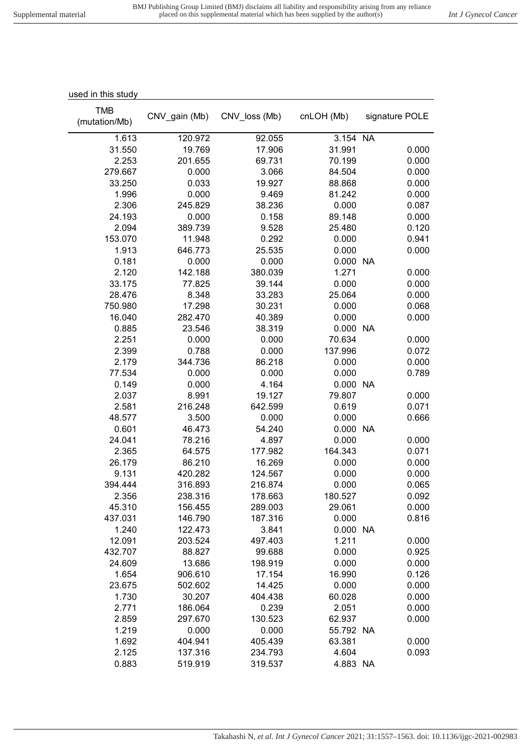used in this study

| TMB (mutation/Mb) | CNV_gain (Mb) | CNV_loss (Mb) | cnLOH (Mb) | signature POLE |
|---|---|---|---|---|
| 1.613 | 120.972 | 92.055 | 3.154 | NA |
| 31.550 | 19.769 | 17.906 | 31.991 | 0.000 |
| 2.253 | 201.655 | 69.731 | 70.199 | 0.000 |
| 279.667 | 0.000 | 3.066 | 84.504 | 0.000 |
| 33.250 | 0.033 | 19.927 | 88.868 | 0.000 |
| 1.996 | 0.000 | 9.469 | 81.242 | 0.000 |
| 2.306 | 245.829 | 38.236 | 0.000 | 0.087 |
| 24.193 | 0.000 | 0.158 | 89.148 | 0.000 |
| 2.094 | 389.739 | 9.528 | 25.480 | 0.120 |
| 153.070 | 11.948 | 0.292 | 0.000 | 0.941 |
| 1.913 | 646.773 | 25.535 | 0.000 | 0.000 |
| 0.181 | 0.000 | 0.000 | 0.000 | NA |
| 2.120 | 142.188 | 380.039 | 1.271 | 0.000 |
| 33.175 | 77.825 | 39.144 | 0.000 | 0.000 |
| 28.476 | 8.348 | 33.283 | 25.064 | 0.000 |
| 750.980 | 17.298 | 30.231 | 0.000 | 0.068 |
| 16.040 | 282.470 | 40.389 | 0.000 | 0.000 |
| 0.885 | 23.546 | 38.319 | 0.000 | NA |
| 2.251 | 0.000 | 0.000 | 70.634 | 0.000 |
| 2.399 | 0.788 | 0.000 | 137.996 | 0.072 |
| 2.179 | 344.736 | 86.218 | 0.000 | 0.000 |
| 77.534 | 0.000 | 0.000 | 0.000 | 0.789 |
| 0.149 | 0.000 | 4.164 | 0.000 | NA |
| 2.037 | 8.991 | 19.127 | 79.807 | 0.000 |
| 2.581 | 216.248 | 642.599 | 0.619 | 0.071 |
| 48.577 | 3.500 | 0.000 | 0.000 | 0.666 |
| 0.601 | 46.473 | 54.240 | 0.000 | NA |
| 24.041 | 78.216 | 4.897 | 0.000 | 0.000 |
| 2.365 | 64.575 | 177.982 | 164.343 | 0.071 |
| 26.179 | 86.210 | 16.269 | 0.000 | 0.000 |
| 9.131 | 420.282 | 124.567 | 0.000 | 0.000 |
| 394.444 | 316.893 | 216.874 | 0.000 | 0.065 |
| 2.356 | 238.316 | 178.663 | 180.527 | 0.092 |
| 45.310 | 156.455 | 289.003 | 29.061 | 0.000 |
| 437.031 | 146.790 | 187.316 | 0.000 | 0.816 |
| 1.240 | 122.473 | 3.841 | 0.000 | NA |
| 12.091 | 203.524 | 497.403 | 1.211 | 0.000 |
| 432.707 | 88.827 | 99.688 | 0.000 | 0.925 |
| 24.609 | 13.686 | 198.919 | 0.000 | 0.000 |
| 1.654 | 906.610 | 17.154 | 16.990 | 0.126 |
| 23.675 | 502.602 | 14.425 | 0.000 | 0.000 |
| 1.730 | 30.207 | 404.438 | 60.028 | 0.000 |
| 2.771 | 186.064 | 0.239 | 2.051 | 0.000 |
| 2.859 | 297.670 | 130.523 | 62.937 | 0.000 |
| 1.219 | 0.000 | 0.000 | 55.792 | NA |
| 1.692 | 404.941 | 405.439 | 63.381 | 0.000 |
| 2.125 | 137.316 | 234.793 | 4.604 | 0.093 |
| 0.883 | 519.919 | 319.537 | 4.883 | NA |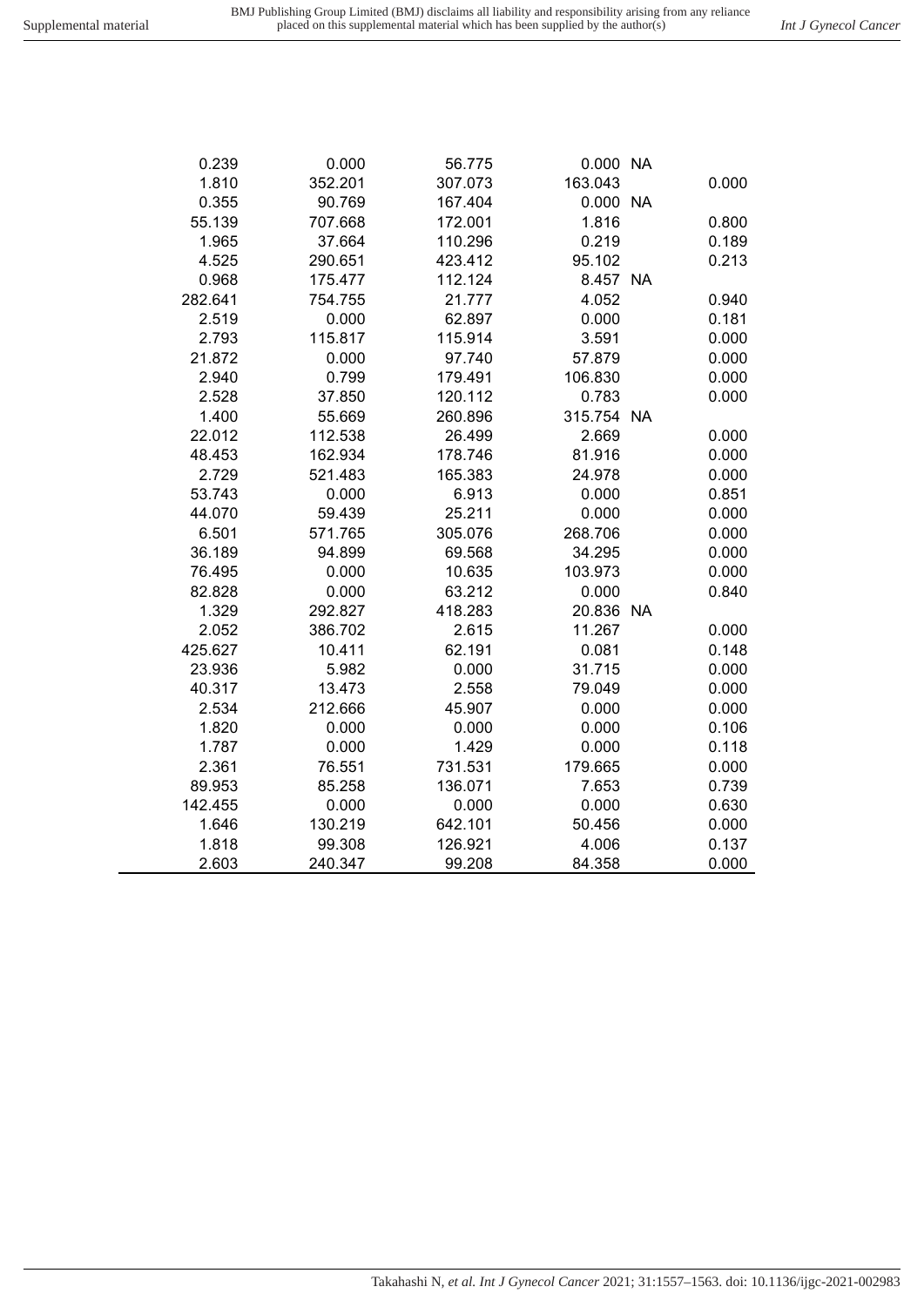| | | | | |
|---|---|---|---|---|
| 0.239 | 0.000 | 56.775 | 0.000 | NA |
| 1.810 | 352.201 | 307.073 | 163.043 | 0.000 |
| 0.355 | 90.769 | 167.404 | 0.000 | NA |
| 55.139 | 707.668 | 172.001 | 1.816 | 0.800 |
| 1.965 | 37.664 | 110.296 | 0.219 | 0.189 |
| 4.525 | 290.651 | 423.412 | 95.102 | 0.213 |
| 0.968 | 175.477 | 112.124 | 8.457 | NA |
| 282.641 | 754.755 | 21.777 | 4.052 | 0.940 |
| 2.519 | 0.000 | 62.897 | 0.000 | 0.181 |
| 2.793 | 115.817 | 115.914 | 3.591 | 0.000 |
| 21.872 | 0.000 | 97.740 | 57.879 | 0.000 |
| 2.940 | 0.799 | 179.491 | 106.830 | 0.000 |
| 2.528 | 37.850 | 120.112 | 0.783 | 0.000 |
| 1.400 | 55.669 | 260.896 | 315.754 | NA |
| 22.012 | 112.538 | 26.499 | 2.669 | 0.000 |
| 48.453 | 162.934 | 178.746 | 81.916 | 0.000 |
| 2.729 | 521.483 | 165.383 | 24.978 | 0.000 |
| 53.743 | 0.000 | 6.913 | 0.000 | 0.851 |
| 44.070 | 59.439 | 25.211 | 0.000 | 0.000 |
| 6.501 | 571.765 | 305.076 | 268.706 | 0.000 |
| 36.189 | 94.899 | 69.568 | 34.295 | 0.000 |
| 76.495 | 0.000 | 10.635 | 103.973 | 0.000 |
| 82.828 | 0.000 | 63.212 | 0.000 | 0.840 |
| 1.329 | 292.827 | 418.283 | 20.836 | NA |
| 2.052 | 386.702 | 2.615 | 11.267 | 0.000 |
| 425.627 | 10.411 | 62.191 | 0.081 | 0.148 |
| 23.936 | 5.982 | 0.000 | 31.715 | 0.000 |
| 40.317 | 13.473 | 2.558 | 79.049 | 0.000 |
| 2.534 | 212.666 | 45.907 | 0.000 | 0.000 |
| 1.820 | 0.000 | 0.000 | 0.000 | 0.106 |
| 1.787 | 0.000 | 1.429 | 0.000 | 0.118 |
| 2.361 | 76.551 | 731.531 | 179.665 | 0.000 |
| 89.953 | 85.258 | 136.071 | 7.653 | 0.739 |
| 142.455 | 0.000 | 0.000 | 0.000 | 0.630 |
| 1.646 | 130.219 | 642.101 | 50.456 | 0.000 |
| 1.818 | 99.308 | 126.921 | 4.006 | 0.137 |
| 2.603 | 240.347 | 99.208 | 84.358 | 0.000 |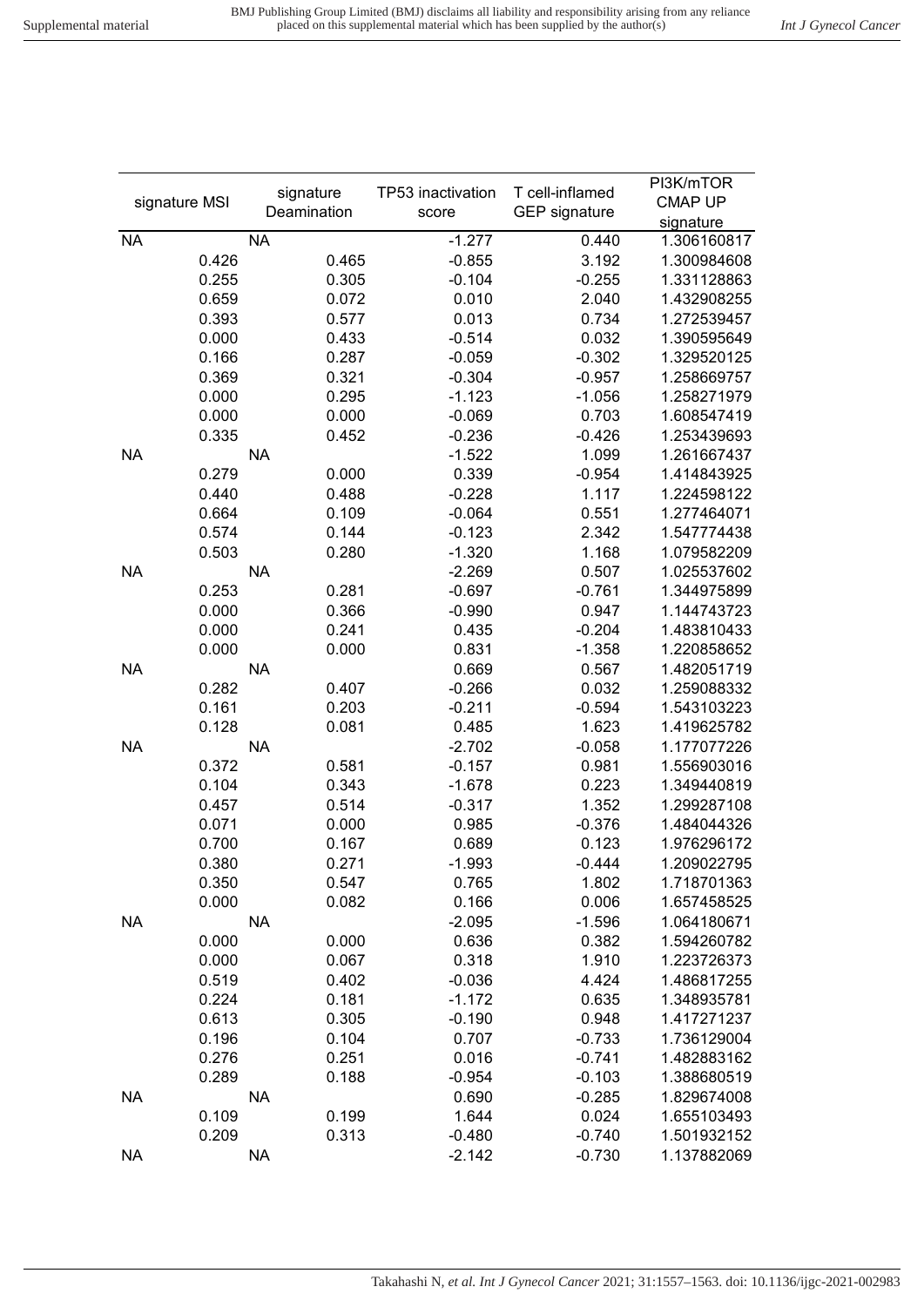| signature MSI | signature Deamination | TP53 inactivation score | T cell-inflamed GEP signature | PI3K/mTOR CMAP UP signature |
|---|---|---|---|---|
| NA | NA | -1.277 | 0.440 | 1.306160817 |
| 0.426 | 0.465 | -0.855 | 3.192 | 1.300984608 |
| 0.255 | 0.305 | -0.104 | -0.255 | 1.331128863 |
| 0.659 | 0.072 | 0.010 | 2.040 | 1.432908255 |
| 0.393 | 0.577 | 0.013 | 0.734 | 1.272539457 |
| 0.000 | 0.433 | -0.514 | 0.032 | 1.390595649 |
| 0.166 | 0.287 | -0.059 | -0.302 | 1.329520125 |
| 0.369 | 0.321 | -0.304 | -0.957 | 1.258669757 |
| 0.000 | 0.295 | -1.123 | -1.056 | 1.258271979 |
| 0.000 | 0.000 | -0.069 | 0.703 | 1.608547419 |
| 0.335 | 0.452 | -0.236 | -0.426 | 1.253439693 |
| NA | NA | -1.522 | 1.099 | 1.261667437 |
| 0.279 | 0.000 | 0.339 | -0.954 | 1.414843925 |
| 0.440 | 0.488 | -0.228 | 1.117 | 1.224598122 |
| 0.664 | 0.109 | -0.064 | 0.551 | 1.277464071 |
| 0.574 | 0.144 | -0.123 | 2.342 | 1.547774438 |
| 0.503 | 0.280 | -1.320 | 1.168 | 1.079582209 |
| NA | NA | -2.269 | 0.507 | 1.025537602 |
| 0.253 | 0.281 | -0.697 | -0.761 | 1.344975899 |
| 0.000 | 0.366 | -0.990 | 0.947 | 1.144743723 |
| 0.000 | 0.241 | 0.435 | -0.204 | 1.483810433 |
| 0.000 | 0.000 | 0.831 | -1.358 | 1.220858652 |
| NA | NA | 0.669 | 0.567 | 1.482051719 |
| 0.282 | 0.407 | -0.266 | 0.032 | 1.259088332 |
| 0.161 | 0.203 | -0.211 | -0.594 | 1.543103223 |
| 0.128 | 0.081 | 0.485 | 1.623 | 1.419625782 |
| NA | NA | -2.702 | -0.058 | 1.177077226 |
| 0.372 | 0.581 | -0.157 | 0.981 | 1.556903016 |
| 0.104 | 0.343 | -1.678 | 0.223 | 1.349440819 |
| 0.457 | 0.514 | -0.317 | 1.352 | 1.299287108 |
| 0.071 | 0.000 | 0.985 | -0.376 | 1.484044326 |
| 0.700 | 0.167 | 0.689 | 0.123 | 1.976296172 |
| 0.380 | 0.271 | -1.993 | -0.444 | 1.209022795 |
| 0.350 | 0.547 | 0.765 | 1.802 | 1.718701363 |
| 0.000 | 0.082 | 0.166 | 0.006 | 1.657458525 |
| NA | NA | -2.095 | -1.596 | 1.064180671 |
| 0.000 | 0.000 | 0.636 | 0.382 | 1.594260782 |
| 0.000 | 0.067 | 0.318 | 1.910 | 1.223726373 |
| 0.519 | 0.402 | -0.036 | 4.424 | 1.486817255 |
| 0.224 | 0.181 | -1.172 | 0.635 | 1.348935781 |
| 0.613 | 0.305 | -0.190 | 0.948 | 1.417271237 |
| 0.196 | 0.104 | 0.707 | -0.733 | 1.736129004 |
| 0.276 | 0.251 | 0.016 | -0.741 | 1.482883162 |
| 0.289 | 0.188 | -0.954 | -0.103 | 1.388680519 |
| NA | NA | 0.690 | -0.285 | 1.829674008 |
| 0.109 | 0.199 | 1.644 | 0.024 | 1.655103493 |
| 0.209 | 0.313 | -0.480 | -0.740 | 1.501932152 |
| NA | NA | -2.142 | -0.730 | 1.137882069 |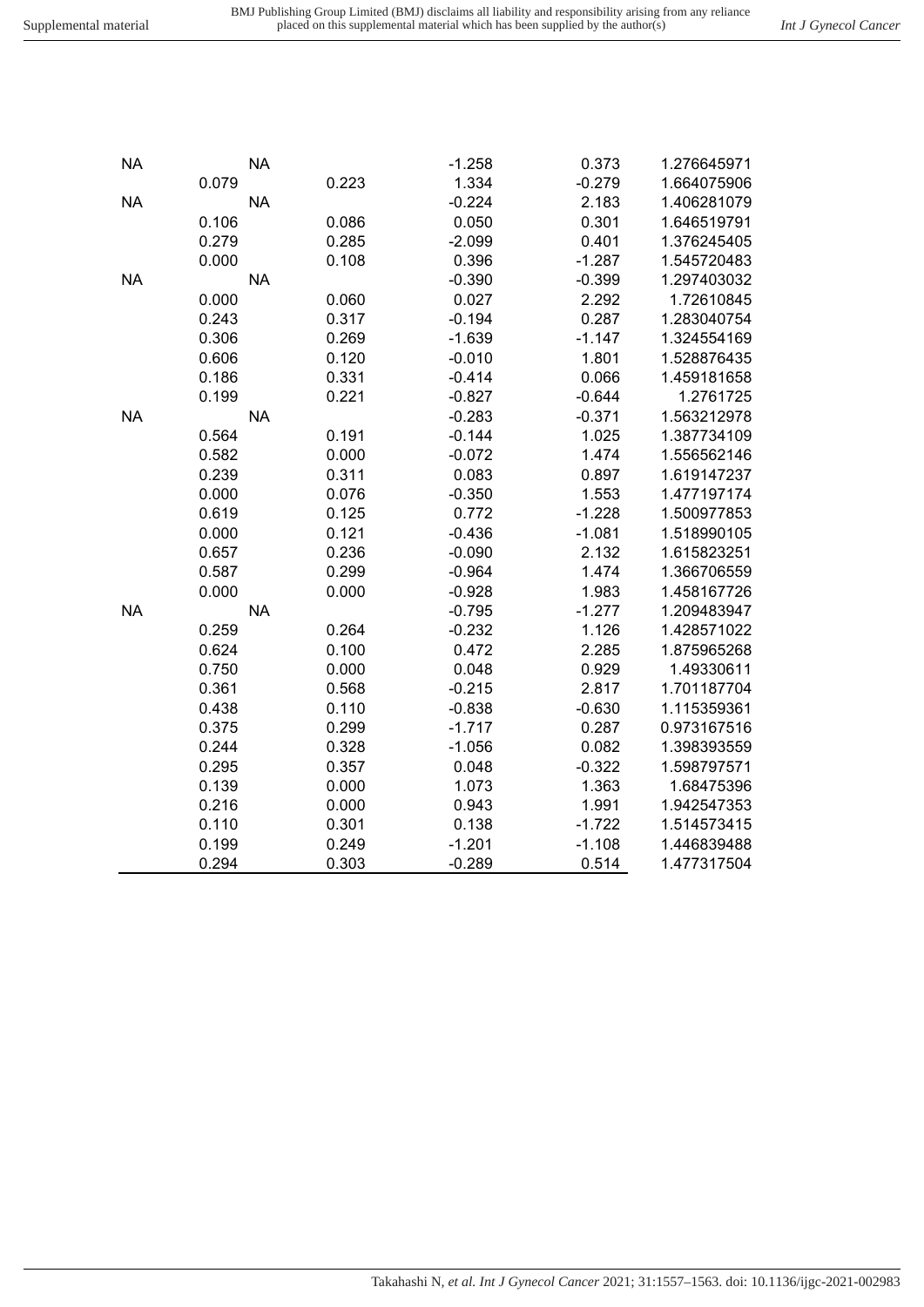| | | | | |
|---|---|---|---|---|
| NA | NA | -1.258 | 0.373 | 1.276645971 |
| 0.079 | 0.223 | 1.334 | -0.279 | 1.664075906 |
| NA | NA | -0.224 | 2.183 | 1.406281079 |
| 0.106 | 0.086 | 0.050 | 0.301 | 1.646519791 |
| 0.279 | 0.285 | -2.099 | 0.401 | 1.376245405 |
| 0.000 | 0.108 | 0.396 | -1.287 | 1.545720483 |
| NA | NA | -0.390 | -0.399 | 1.297403032 |
| 0.000 | 0.060 | 0.027 | 2.292 | 1.72610845 |
| 0.243 | 0.317 | -0.194 | 0.287 | 1.283040754 |
| 0.306 | 0.269 | -1.639 | -1.147 | 1.324554169 |
| 0.606 | 0.120 | -0.010 | 1.801 | 1.528876435 |
| 0.186 | 0.331 | -0.414 | 0.066 | 1.459181658 |
| 0.199 | 0.221 | -0.827 | -0.644 | 1.2761725 |
| NA | NA | -0.283 | -0.371 | 1.563212978 |
| 0.564 | 0.191 | -0.144 | 1.025 | 1.387734109 |
| 0.582 | 0.000 | -0.072 | 1.474 | 1.556562146 |
| 0.239 | 0.311 | 0.083 | 0.897 | 1.619147237 |
| 0.000 | 0.076 | -0.350 | 1.553 | 1.477197174 |
| 0.619 | 0.125 | 0.772 | -1.228 | 1.500977853 |
| 0.000 | 0.121 | -0.436 | -1.081 | 1.518990105 |
| 0.657 | 0.236 | -0.090 | 2.132 | 1.615823251 |
| 0.587 | 0.299 | -0.964 | 1.474 | 1.366706559 |
| 0.000 | 0.000 | -0.928 | 1.983 | 1.458167726 |
| NA | NA | -0.795 | -1.277 | 1.209483947 |
| 0.259 | 0.264 | -0.232 | 1.126 | 1.428571022 |
| 0.624 | 0.100 | 0.472 | 2.285 | 1.875965268 |
| 0.750 | 0.000 | 0.048 | 0.929 | 1.49330611 |
| 0.361 | 0.568 | -0.215 | 2.817 | 1.701187704 |
| 0.438 | 0.110 | -0.838 | -0.630 | 1.115359361 |
| 0.375 | 0.299 | -1.717 | 0.287 | 0.973167516 |
| 0.244 | 0.328 | -1.056 | 0.082 | 1.398393559 |
| 0.295 | 0.357 | 0.048 | -0.322 | 1.598797571 |
| 0.139 | 0.000 | 1.073 | 1.363 | 1.68475396 |
| 0.216 | 0.000 | 0.943 | 1.991 | 1.942547353 |
| 0.110 | 0.301 | 0.138 | -1.722 | 1.514573415 |
| 0.199 | 0.249 | -1.201 | -1.108 | 1.446839488 |
| 0.294 | 0.303 | -0.289 | 0.514 | 1.477317504 |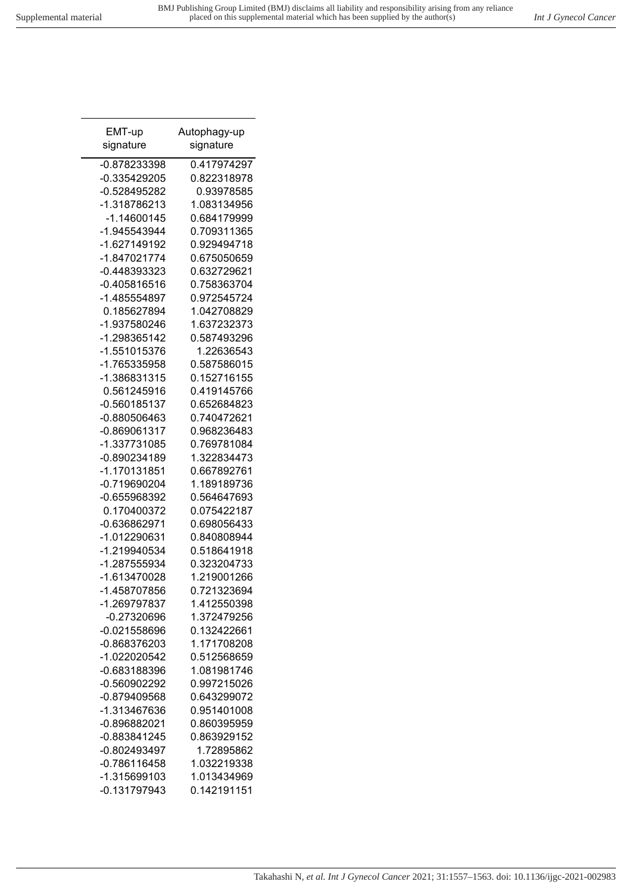| EMT-up signature | Autophagy-up signature |
|---|---|
| -0.878233398 | 0.417974297 |
| -0.335429205 | 0.822318978 |
| -0.528495282 | 0.93978585 |
| -1.318786213 | 1.083134956 |
| -1.14600145 | 0.684179999 |
| -1.945543944 | 0.709311365 |
| -1.627149192 | 0.929494718 |
| -1.847021774 | 0.675050659 |
| -0.448393323 | 0.632729621 |
| -0.405816516 | 0.758363704 |
| -1.485554897 | 0.972545724 |
| 0.185627894 | 1.042708829 |
| -1.937580246 | 1.637232373 |
| -1.298365142 | 0.587493296 |
| -1.551015376 | 1.22636543 |
| -1.765335958 | 0.587586015 |
| -1.386831315 | 0.152716155 |
| 0.561245916 | 0.419145766 |
| -0.560185137 | 0.652684823 |
| -0.880506463 | 0.740472621 |
| -0.869061317 | 0.968236483 |
| -1.337731085 | 0.769781084 |
| -0.890234189 | 1.322834473 |
| -1.170131851 | 0.667892761 |
| -0.719690204 | 1.189189736 |
| -0.655968392 | 0.564647693 |
| 0.170400372 | 0.075422187 |
| -0.636862971 | 0.698056433 |
| -1.012290631 | 0.840808944 |
| -1.219940534 | 0.518641918 |
| -1.287555934 | 0.323204733 |
| -1.613470028 | 1.219001266 |
| -1.458707856 | 0.721323694 |
| -1.269797837 | 1.412550398 |
| -0.27320696 | 1.372479256 |
| -0.021558696 | 0.132422661 |
| -0.868376203 | 1.171708208 |
| -1.022020542 | 0.512568659 |
| -0.683188396 | 1.081981746 |
| -0.560902292 | 0.997215026 |
| -0.879409568 | 0.643299072 |
| -1.313467636 | 0.951401008 |
| -0.896882021 | 0.860395959 |
| -0.883841245 | 0.863929152 |
| -0.802493497 | 1.72895862 |
| -0.786116458 | 1.032219338 |
| -1.315699103 | 1.013434969 |
| -0.131797943 | 0.142191151 |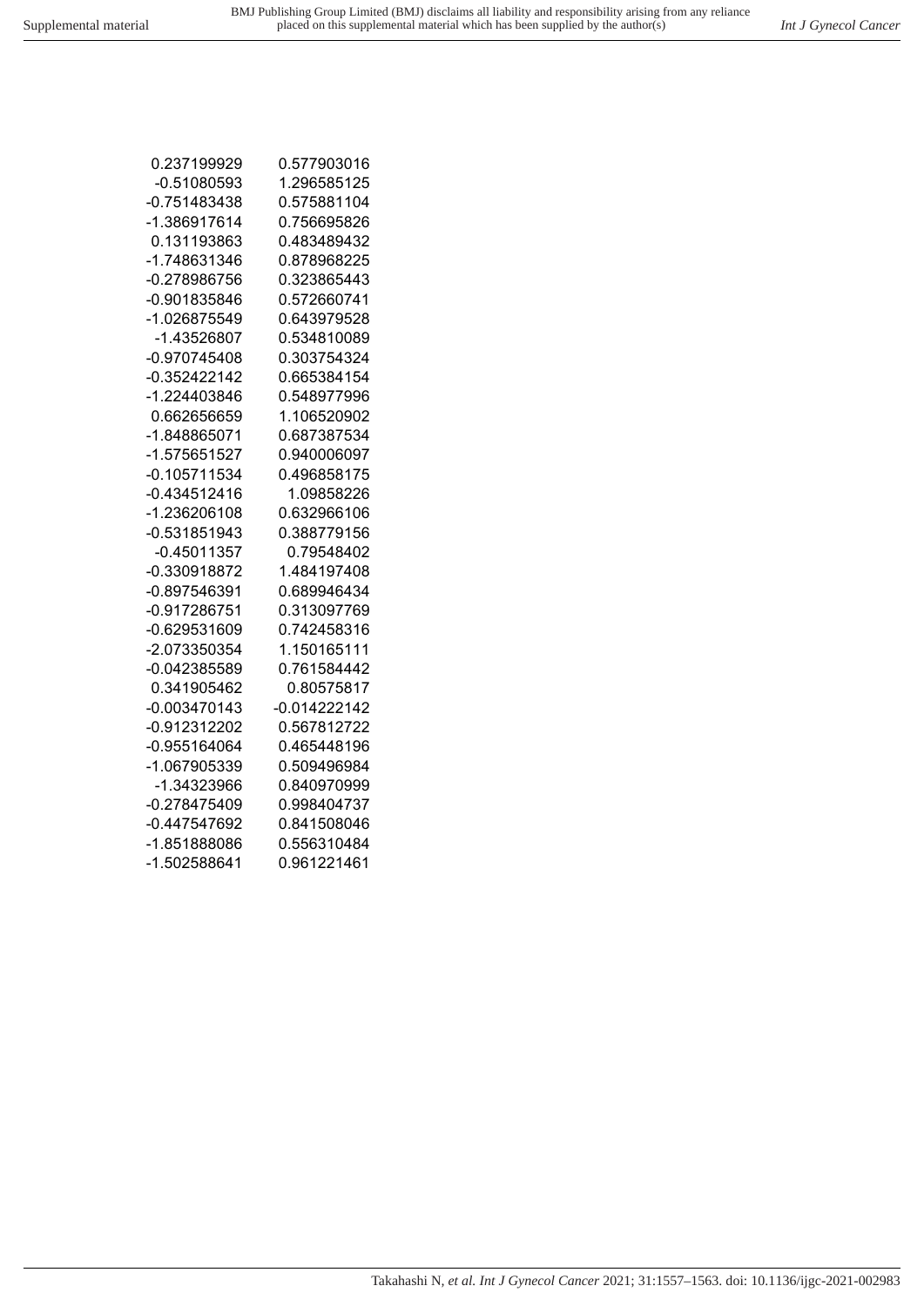| | |
|---|---|
| 0.237199929 | 0.577903016 |
| -0.51080593 | 1.296585125 |
| -0.751483438 | 0.575881104 |
| -1.386917614 | 0.756695826 |
| 0.131193863 | 0.483489432 |
| -1.748631346 | 0.878968225 |
| -0.278986756 | 0.323865443 |
| -0.901835846 | 0.572660741 |
| -1.026875549 | 0.643979528 |
| -1.43526807 | 0.534810089 |
| -0.970745408 | 0.303754324 |
| -0.352422142 | 0.665384154 |
| -1.224403846 | 0.548977996 |
| 0.662656659 | 1.106520902 |
| -1.848865071 | 0.687387534 |
| -1.575651527 | 0.940006097 |
| -0.105711534 | 0.496858175 |
| -0.434512416 | 1.09858226 |
| -1.236206108 | 0.632966106 |
| -0.531851943 | 0.388779156 |
| -0.45011357 | 0.79548402 |
| -0.330918872 | 1.484197408 |
| -0.897546391 | 0.689946434 |
| -0.917286751 | 0.313097769 |
| -0.629531609 | 0.742458316 |
| -2.073350354 | 1.150165111 |
| -0.042385589 | 0.761584442 |
| 0.341905462 | 0.80575817 |
| -0.003470143 | -0.014222142 |
| -0.912312202 | 0.567812722 |
| -0.955164064 | 0.465448196 |
| -1.067905339 | 0.509496984 |
| -1.34323966 | 0.840970999 |
| -0.278475409 | 0.998404737 |
| -0.447547692 | 0.841508046 |
| -1.851888086 | 0.556310484 |
| -1.502588641 | 0.961221461 |